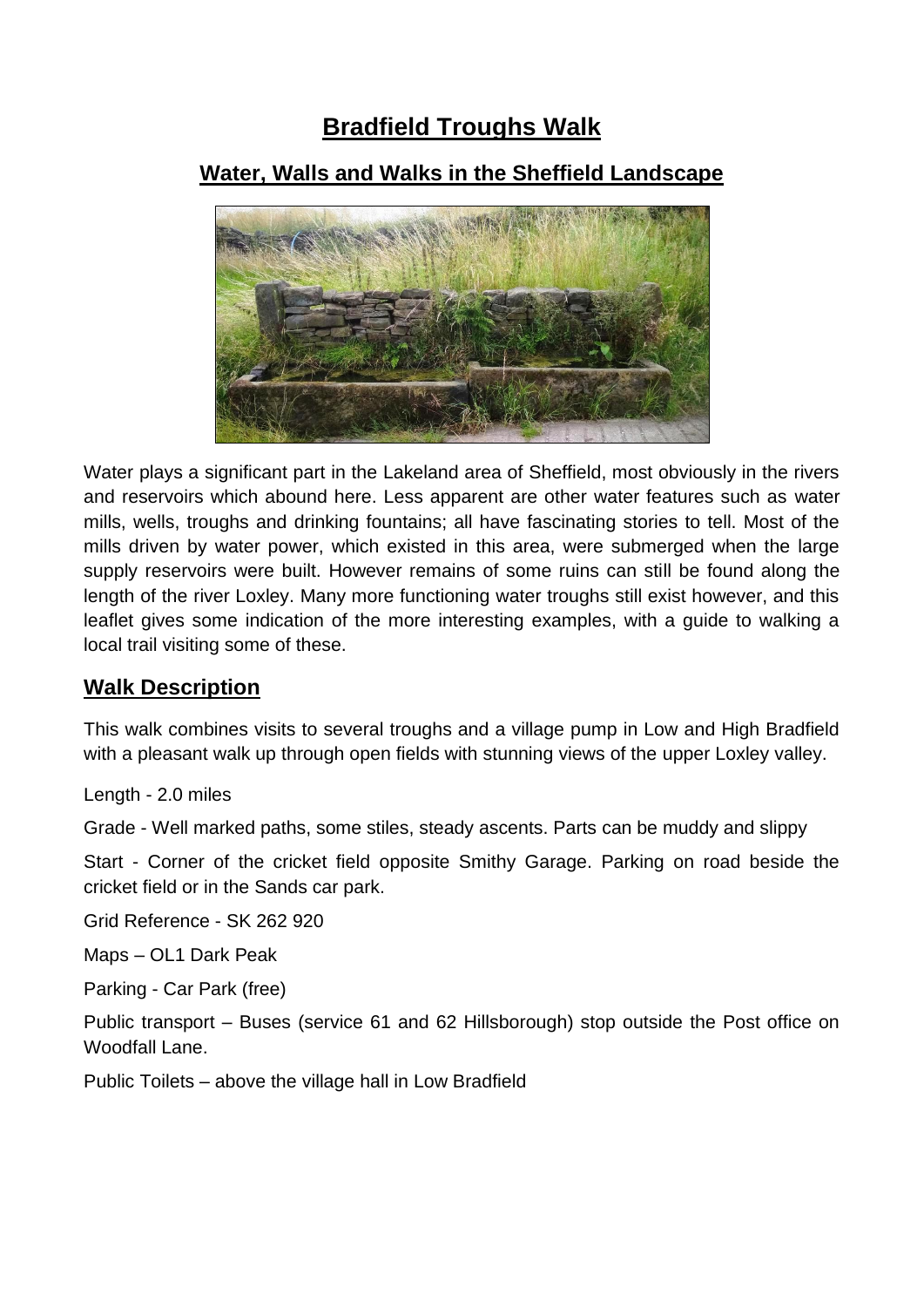# Bradfield Troughs Walk

## Water, Walls and Walks in the Sheffield Landscape

Water plays a significant part in the Lakeland area of Sheffield, most obviously in the rivers and reservoirs which abound here. Less apparent are other water features such as water mills, wells, troughs and drinking fountains; all have fascinating stories to tell. Most of the mills driven by water power, which existed in this area, were submerged when the large supply reservoirs were built. However remains of some ruins can still be found along the length of the river Loxley. Many more functioning water troughs still exist however, and this leaflet gives some indication of the more interesting examples, with a guide to walking a local trail visiting some of these.

## Walk Description

This walk combines visits to several troughs and a village pump in Low and High Bradfield with a pleasant walk up through open fields with stunning views of the upper Loxley valley.

Length - 2.0 miles

Grade - Well marked paths, some stiles, steady ascents. Parts can be muddy and slippy

Start - Corner of the cricket field opposite Smithy Garage. Parking on road beside the cricket field or in the Sands car park.

Grid Reference - SK 262 920

Maps – OL1 Dark Peak

Parking - Car Park (free)

Public transport – Buses (service 61 and 62 Hillsborough) stop outside the Post office on Woodfall Lane.

Public Toilets – above the village hall in Low Bradfield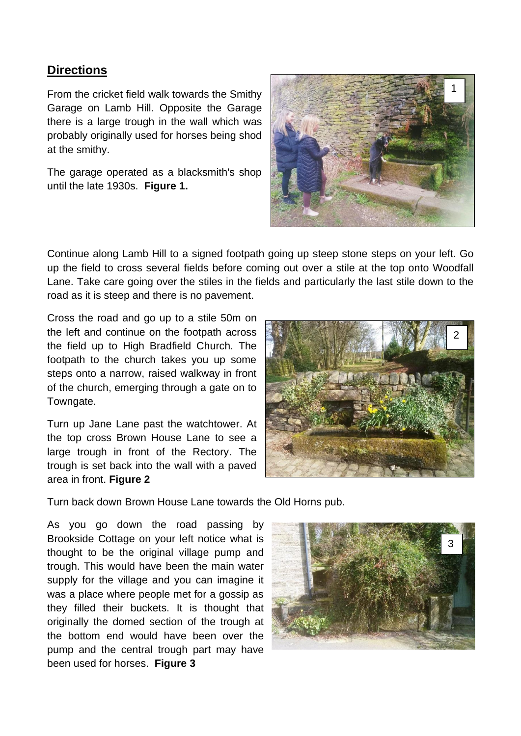## Directions

From the cricket field walk towards the Smithy Garage on Lamb Hill. Opposite the Garage there is a large trough in the wall which was probably originally used for horses being shod at the smithy.

The garage operated as a blacksmith's shop until the late 1930s. **Figure 1.**

Continue along Lamb Hill to a signed footpath going up steep stone steps on your left. Go up the field to cross several fields before coming out over a stile at the top onto Woodfall Lane. Take care going over the stiles in the fields and particularly the last stile down to the road as it is steep and there is no pavement.

Cross the road and go up to a stile 50m on the left and continue on the footpath across the field up to High Bradfield Church. The footpath to the church takes you up some steps onto a narrow, raised walkway in front of the church, emerging through a gate on to Towngate.

Turn up Jane Lane past the watchtower. At the top cross Brown House Lane to see a large trough in front of the Rectory. The trough is set back into the wall with a paved area in front. **Figure 2**

Turn back down Brown House Lane towards the Old Horns pub.

As you go down the road passing by Brookside Cottage on your left notice what is thought to be the original village pump and trough. This would have been the main water supply for the village and you can imagine it was a place where people met for a gossip as they filled their buckets. It is thought that originally the domed section of the trough at the bottom end would have been over the pump and the central trough part may have been used for horses. **Figure 3**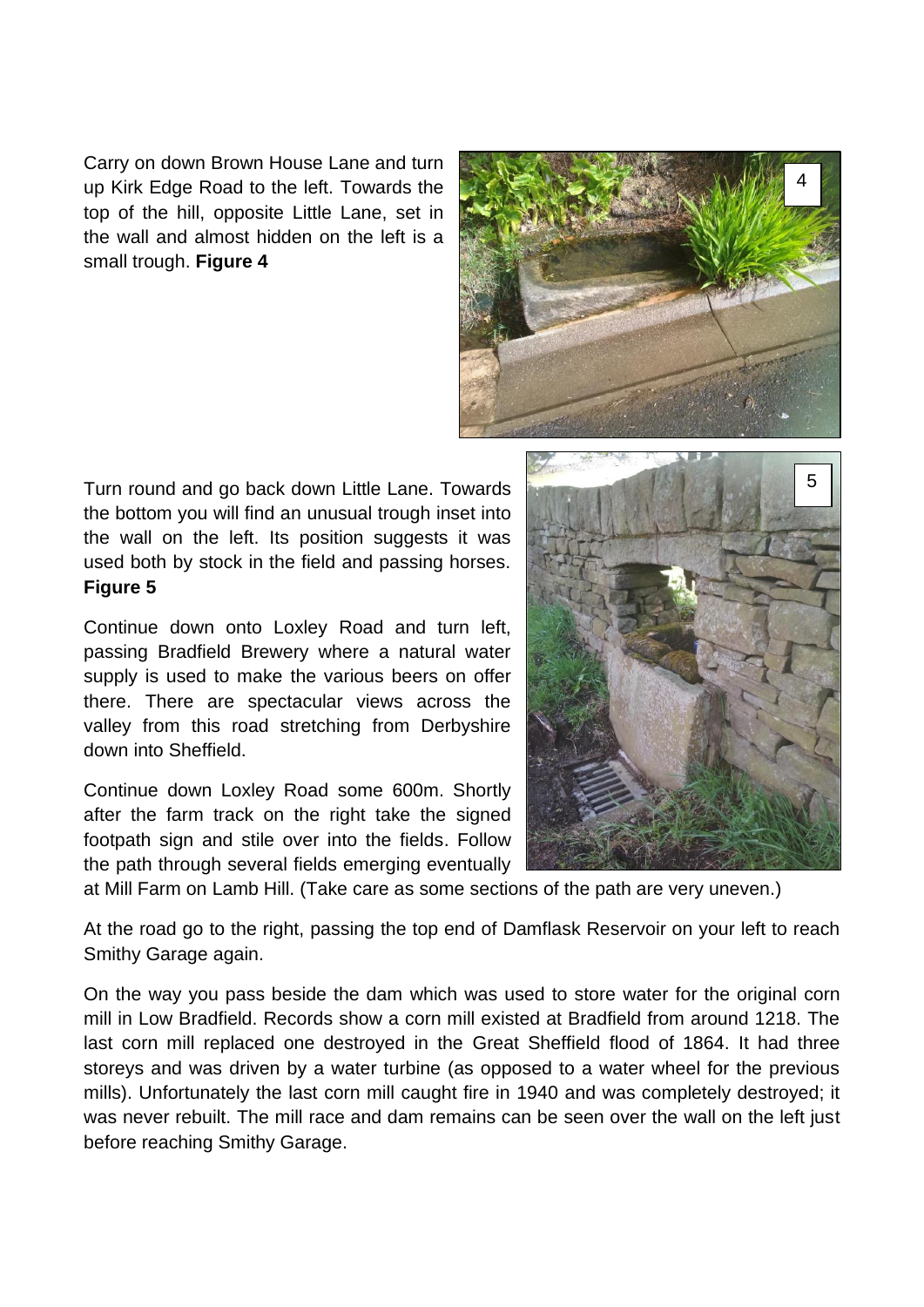Carry on down Brown House Lane and turn up Kirk Edge Road to the left. Towards the top of the hill, opposite Little Lane, set in the wall and almost hidden on the left is a small trough. **Figure 4**

Turn round and go back down Little Lane. Towards the bottom you will find an unusual trough inset into the wall on the left. Its position suggests it was used both by stock in the field and passing horses. **Figure 5**

Continue down onto Loxley Road and turn left, passing Bradfield Brewery where a natural water supply is used to make the various beers on offer there. There are spectacular views across the valley from this road stretching from Derbyshire down into Sheffield.

Continue down Loxley Road some 600m. Shortly after the farm track on the right take the signed footpath sign and stile over into the fields. Follow the path through several fields emerging eventually at Mill Farm on Lamb Hill. (Take care as some sections of the path are very uneven.)

At the road go to the right, passing the top end of Damflask Reservoir on your left to reach Smithy Garage again.

On the way you pass beside the dam which was used to store water for the original corn mill in Low Bradfield. Records show a corn mill existed at Bradfield from around 1218. The last corn mill replaced one destroyed in the Great Sheffield flood of 1864. It had three storeys and was driven by a water turbine (as opposed to a water wheel for the previous mills). Unfortunately the last corn mill caught fire in 1940 and was completely destroyed; it was never rebuilt. The mill race and dam remains can be seen over the wall on the left just before reaching Smithy Garage.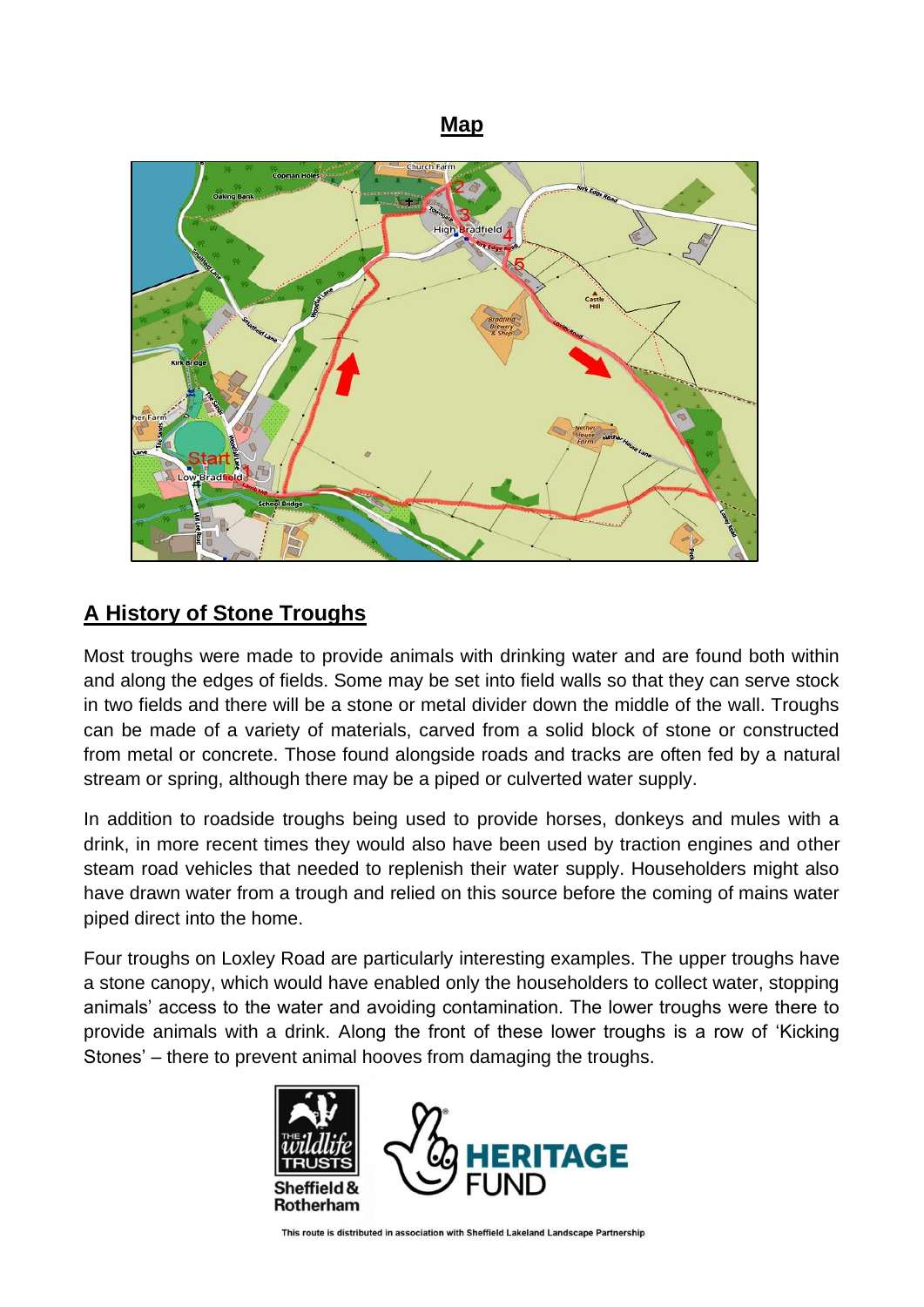## Map

## A History of Stone Troughs

Most troughs were made to provide animals with drinking water and are found both within and along the edges of fields. Some may be set into field walls so that they can serve stock in two fields and there will be a stone or metal divider down the middle of the wall. Troughs can be made of a variety of materials, carved from a solid block of stone or constructed from metal or concrete. Those found alongside roads and tracks are often fed by a natural stream or spring, although there may be a piped or culverted water supply.

In addition to roadside troughs being used to provide horses, donkeys and mules with a drink, in more recent times they would also have been used by traction engines and other steam road vehicles that needed to replenish their water supply. Householders might also have drawn water from a trough and relied on this source before the coming of mains water piped direct into the home.

Four troughs on Loxley Road are particularly interesting examples. The upper troughs have a stone canopy, which would have enabled only the householders to collect water, stopping animals' access to the water and avoiding contamination. The lower troughs were there to provide animals with a drink. Along the front of these lower troughs is a row of 'Kicking Stones' – there to prevent animal hooves from damaging the troughs.

This route is distributed in association with Sheffield Lakeland Landscape Partnership